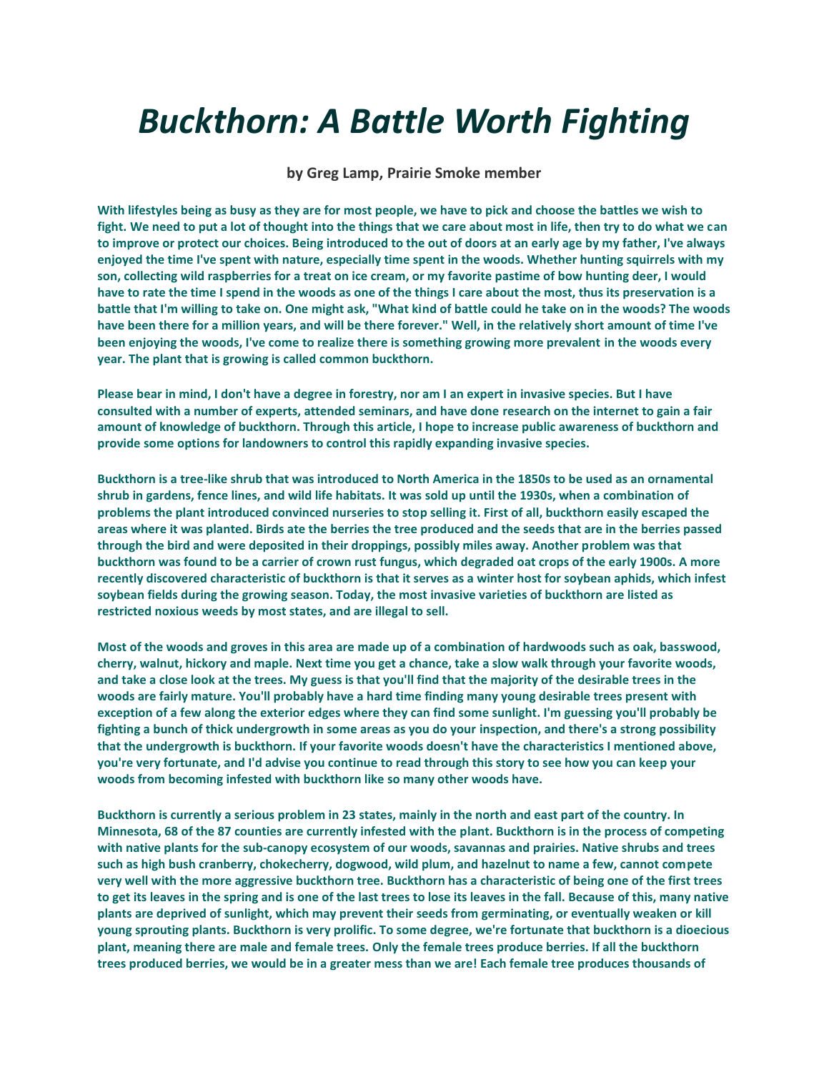# *Buckthorn: A Battle Worth Fighting*

**by Greg Lamp, Prairie Smoke member**

With lifestyles being as busy as they are for most people, we have to pick and choose the battles we wish to fight. We need to put a lot of thought into the things that we care about most in life, then try to do what we can to improve or protect our choices. Being introduced to the out of doors at an early age by my father, I've always enjoyed the time I've spent with nature, especially time spent in the woods. Whether hunting squirrels with my son, collecting wild raspberries for a treat on ice cream, or my favorite pastime of bow hunting deer, I would have to rate the time I spend in the woods as one of the things I care about the most, thus its preservation is a battle that I'm willing to take on. One might ask, "What kind of battle could he take on in the woods? The woods have been there for a million years, and will be there forever." Well, in the relatively short amount of time I've been enjoying the woods, I've come to realize there is something growing more prevalent in the woods every year. The plant that is growing is called common buckthorn.

Please bear in mind, I don't have a degree in forestry, nor am I an expert in invasive species. But I have consulted with a number of experts, attended seminars, and have done research on the internet to gain a fair amount of knowledge of buckthorn. Through this article, I hope to increase public awareness of buckthorn and provide some options for landowners to control this rapidly expanding invasive species.

Buckthorn is a tree-like shrub that was introduced to North America in the 1850s to be used as an ornamental shrub in gardens, fence lines, and wild life habitats. It was sold up until the 1930s, when a combination of problems the plant introduced convinced nurseries to stop selling it. First of all, buckthorn easily escaped the areas where it was planted. Birds ate the berries the tree produced and the seeds that are in the berries passed through the bird and were deposited in their droppings, possibly miles away. Another problem was that buckthorn was found to be a carrier of crown rust fungus, which degraded oat crops of the early 1900s. A more recently discovered characteristic of buckthorn is that it serves as a winter host for soybean aphids, which infest soybean fields during the growing season. Today, the most invasive varieties of buckthorn are listed as restricted noxious weeds by most states, and are illegal to sell.

Most of the woods and groves in this area are made up of a combination of hardwoods such as oak, basswood, cherry, walnut, hickory and maple. Next time you get a chance, take a slow walk through your favorite woods, and take a close look at the trees. My guess is that you'll find that the majority of the desirable trees in the woods are fairly mature. You'll probably have a hard time finding many young desirable trees present with exception of a few along the exterior edges where they can find some sunlight. I'm guessing you'll probably be fighting a bunch of thick undergrowth in some areas as you do your inspection, and there's a strong possibility that the undergrowth is buckthorn. If your favorite woods doesn't have the characteristics I mentioned above, you're very fortunate, and I'd advise you continue to read through this story to see how you can keep your woods from becoming infested with buckthorn like so many other woods have.

Buckthorn is currently a serious problem in 23 states, mainly in the north and east part of the country. In Minnesota, 68 of the 87 counties are currently infested with the plant. Buckthorn is in the process of competing with native plants for the sub-canopy ecosystem of our woods, savannas and prairies. Native shrubs and trees such as high bush cranberry, chokecherry, dogwood, wild plum, and hazelnut to name a few, cannot compete very well with the more aggressive buckthorn tree. Buckthorn has a characteristic of being one of the first trees to get its leaves in the spring and is one of the last trees to lose its leaves in the fall. Because of this, many native plants are deprived of sunlight, which may prevent their seeds from germinating, or eventually weaken or kill young sprouting plants. Buckthorn is very prolific. To some degree, we're fortunate that buckthorn is a dioecious plant, meaning there are male and female trees. Only the female trees produce berries. If all the buckthorn trees produced berries, we would be in a greater mess than we are! Each female tree produces thousands of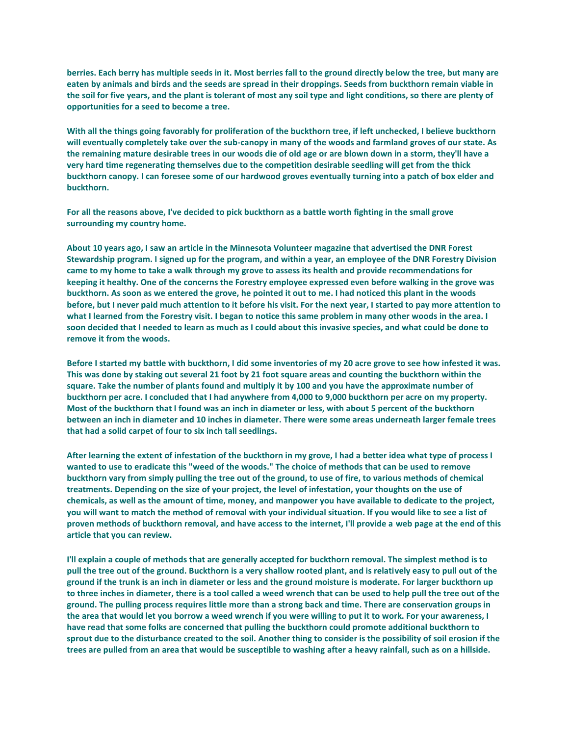berries. Each berry has multiple seeds in it. Most berries fall to the ground directly below the tree, but many are eaten by animals and birds and the seeds are spread in their droppings. Seeds from buckthorn remain viable in the soil for five years, and the plant is tolerant of most any soil type and light conditions, so there are plenty of opportunities for a seed to become a tree.

With all the things going favorably for proliferation of the buckthorn tree, if left unchecked, I believe buckthorn will eventually completely take over the sub-canopy in many of the woods and farmland groves of our state. As the remaining mature desirable trees in our woods die of old age or are blown down in a storm, they'll have a very hard time regenerating themselves due to the competition desirable seedling will get from the thick buckthorn canopy. I can foresee some of our hardwood groves eventually turning into a patch of box elder and buckthorn.

For all the reasons above, I've decided to pick buckthorn as a battle worth fighting in the small grove surrounding my country home.

About 10 years ago, I saw an article in the Minnesota Volunteer magazine that advertised the DNR Forest Stewardship program. I signed up for the program, and within a year, an employee of the DNR Forestry Division came to my home to take a walk through my grove to assess its health and provide recommendations for keeping it healthy. One of the concerns the Forestry employee expressed even before walking in the grove was buckthorn. As soon as we entered the grove, he pointed it out to me. I had noticed this plant in the woods before, but I never paid much attention to it before his visit. For the next year, I started to pay more attention to what I learned from the Forestry visit. I began to notice this same problem in many other woods in the area. I soon decided that I needed to learn as much as I could about this invasive species, and what could be done to remove it from the woods.

Before I started my battle with buckthorn, I did some inventories of my 20 acre grove to see how infested it was. This was done by staking out several 21 foot by 21 foot square areas and counting the buckthorn within the square. Take the number of plants found and multiply it by 100 and you have the approximate number of buckthorn per acre. I concluded that I had anywhere from 4,000 to 9,000 buckthorn per acre on my property. Most of the buckthorn that I found was an inch in diameter or less, with about 5 percent of the buckthorn between an inch in diameter and 10 inches in diameter. There were some areas underneath larger female trees that had a solid carpet of four to six inch tall seedlings.

After learning the extent of infestation of the buckthorn in my grove, I had a better idea what type of process I wanted to use to eradicate this "weed of the woods." The choice of methods that can be used to remove buckthorn vary from simply pulling the tree out of the ground, to use of fire, to various methods of chemical treatments. Depending on the size of your project, the level of infestation, your thoughts on the use of chemicals, as well as the amount of time, money, and manpower you have available to dedicate to the project, you will want to match the method of removal with your individual situation. If you would like to see a list of proven methods of buckthorn removal, and have access to the internet, I'll provide a web page at the end of this article that you can review.

I'll explain a couple of methods that are generally accepted for buckthorn removal. The simplest method is to pull the tree out of the ground. Buckthorn is a very shallow rooted plant, and is relatively easy to pull out of the ground if the trunk is an inch in diameter or less and the ground moisture is moderate. For larger buckthorn up to three inches in diameter, there is a tool called a weed wrench that can be used to help pull the tree out of the ground. The pulling process requires little more than a strong back and time. There are conservation groups in the area that would let you borrow a weed wrench if you were willing to put it to work. For your awareness, I have read that some folks are concerned that pulling the buckthorn could promote additional buckthorn to sprout due to the disturbance created to the soil. Another thing to consider is the possibility of soil erosion if the trees are pulled from an area that would be susceptible to washing after a heavy rainfall, such as on a hillside.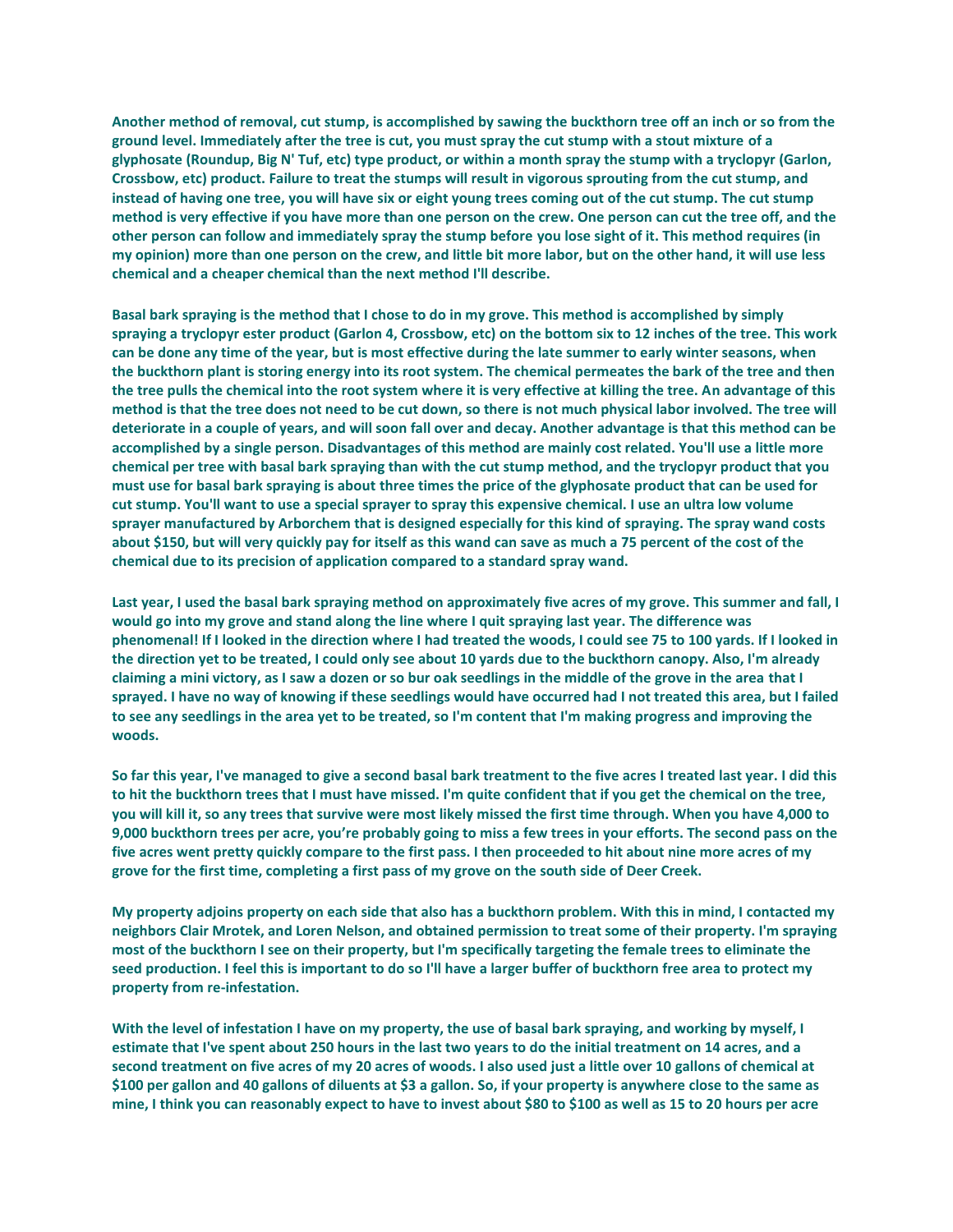**Another method of removal, cut stump, is accomplished by sawing the buckthorn tree off an inch or so from the ground level. Immediately after the tree is cut, you must spray the cut stump with a stout mixture of a glyphosate (Roundup, Big N' Tuf, etc) type product, or within a month spray the stump with a tryclopyr (Garlon, Crossbow, etc) product. Failure to treat the stumps will result in vigorous sprouting from the cut stump, and instead of having one tree, you will have six or eight young trees coming out of the cut stump. The cut stump method is very effective if you have more than one person on the crew. One person can cut the tree off, and the other person can follow and immediately spray the stump before you lose sight of it. This method requires (in my opinion) more than one person on the crew, and little bit more labor, but on the other hand, it will use less chemical and a cheaper chemical than the next method I'll describe.**

**Basal bark spraying is the method that I chose to do in my grove. This method is accomplished by simply spraying a tryclopyr ester product (Garlon 4, Crossbow, etc) on the bottom six to 12 inches of the tree. This work can be done any time of the year, but is most effective during the late summer to early winter seasons, when the buckthorn plant is storing energy into its root system. The chemical permeates the bark of the tree and then the tree pulls the chemical into the root system where it is very effective at killing the tree. An advantage of this method is that the tree does not need to be cut down, so there is not much physical labor involved. The tree will deteriorate in a couple of years, and will soon fall over and decay. Another advantage is that this method can be accomplished by a single person. Disadvantages of this method are mainly cost related. You'll use a little more chemical per tree with basal bark spraying than with the cut stump method, and the tryclopyr product that you must use for basal bark spraying is about three times the price of the glyphosate product that can be used for cut stump. You'll want to use a special sprayer to spray this expensive chemical. I use an ultra low volume sprayer manufactured by Arborchem that is designed especially for this kind of spraying. The spray wand costs about $150, but will very quickly pay for itself as this wand can save as much a 75 percent of the cost of the chemical due to its precision of application compared to a standard spray wand.**

**Last year, I used the basal bark spraying method on approximately five acres of my grove. This summer and fall, I would go into my grove and stand along the line where I quit spraying last year. The difference was phenomenal! If I looked in the direction where I had treated the woods, I could see 75 to 100 yards. If I looked in the direction yet to be treated, I could only see about 10 yards due to the buckthorn canopy. Also, I'm already claiming a mini victory, as I saw a dozen or so bur oak seedlings in the middle of the grove in the area that I sprayed. I have no way of knowing if these seedlings would have occurred had I not treated this area, but I failed to see any seedlings in the area yet to be treated, so I'm content that I'm making progress and improving the woods.**

**So far this year, I've managed to give a second basal bark treatment to the five acres I treated last year. I did this to hit the buckthorn trees that I must have missed. I'm quite confident that if you get the chemical on the tree, you will kill it, so any trees that survive were most likely missed the first time through. When you have 4,000 to 9,000 buckthorn trees per acre, you're probably going to miss a few trees in your efforts. The second pass on the five acres went pretty quickly compare to the first pass. I then proceeded to hit about nine more acres of my grove for the first time, completing a first pass of my grove on the south side of Deer Creek.**

**My property adjoins property on each side that also has a buckthorn problem. With this in mind, I contacted my neighbors Clair Mrotek, and Loren Nelson, and obtained permission to treat some of their property. I'm spraying most of the buckthorn I see on their property, but I'm specifically targeting the female trees to eliminate the seed production. I feel this is important to do so I'll have a larger buffer of buckthorn free area to protect my property from re-infestation.**

**With the level of infestation I have on my property, the use of basal bark spraying, and working by myself, I estimate that I've spent about 250 hours in the last two years to do the initial treatment on 14 acres, and a second treatment on five acres of my 20 acres of woods. I also used just a little over 10 gallons of chemical at $100 per gallon and 40 gallons of diluents at $3 a gallon. So, if your property is anywhere close to the same as mine, I think you can reasonably expect to have to invest about $80 to $100 as well as 15 to 20 hours per acre**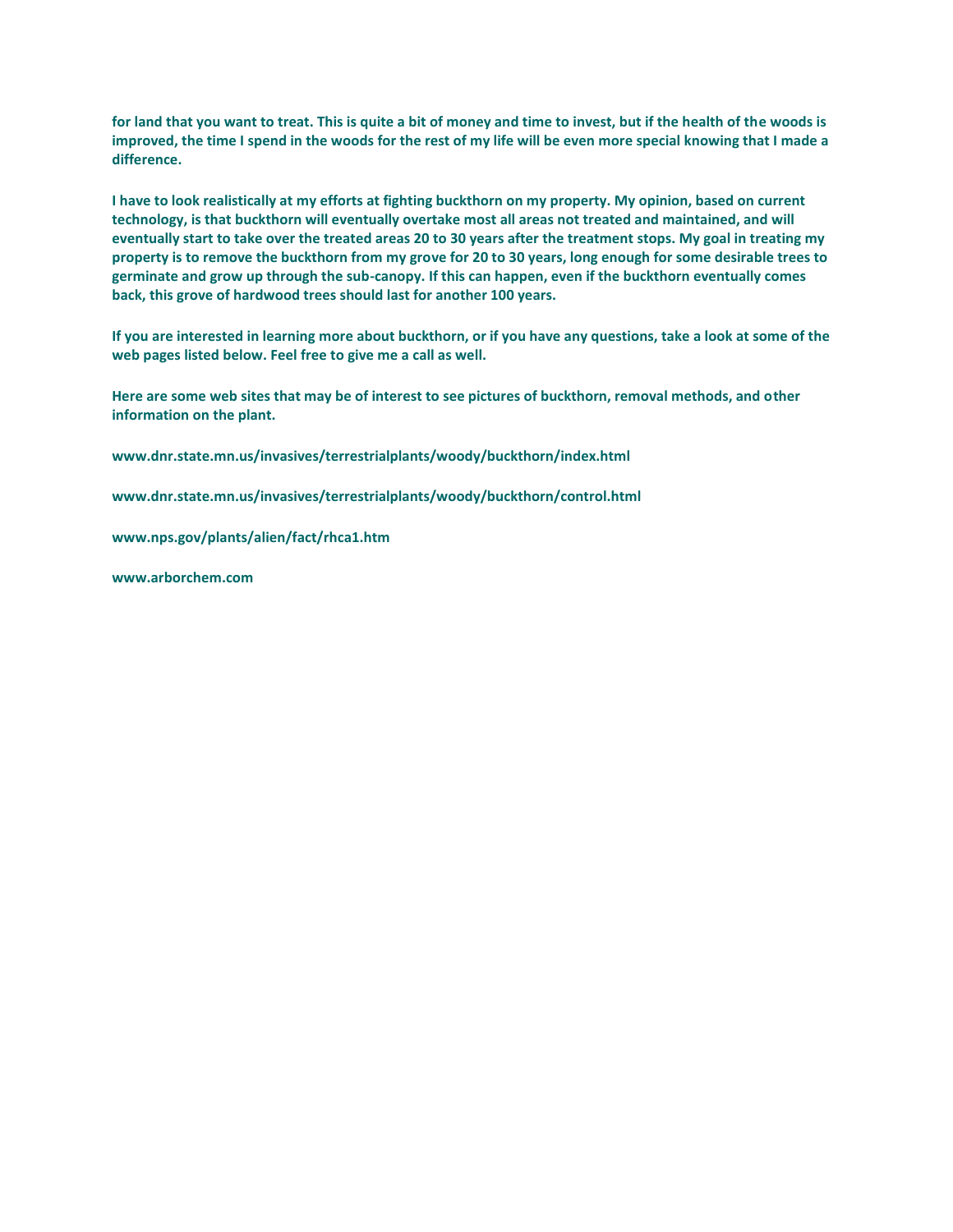**for land that you want to treat. This is quite a bit of money and time to invest, but if the health of the woods is improved, the time I spend in the woods for the rest of my life will be even more special knowing that I made a difference.**

**I have to look realistically at my efforts at fighting buckthorn on my property. My opinion, based on current technology, is that buckthorn will eventually overtake most all areas not treated and maintained, and will eventually start to take over the treated areas 20 to 30 years after the treatment stops. My goal in treating my property is to remove the buckthorn from my grove for 20 to 30 years, long enough for some desirable trees to germinate and grow up through the sub-canopy. If this can happen, even if the buckthorn eventually comes back, this grove of hardwood trees should last for another 100 years.**

**If you are interested in learning more about buckthorn, or if you have any questions, take a look at some of the web pages listed below. Feel free to give me a call as well.**

**Here are some web sites that may be of interest to see pictures of buckthorn, removal methods, and other information on the plant.**

**www.dnr.state.mn.us/invasives/terrestrialplants/woody/buckthorn/index.html**

**www.dnr.state.mn.us/invasives/terrestrialplants/woody/buckthorn/control.html**

**www.nps.gov/plants/alien/fact/rhca1.htm**

**www.arborchem.com**